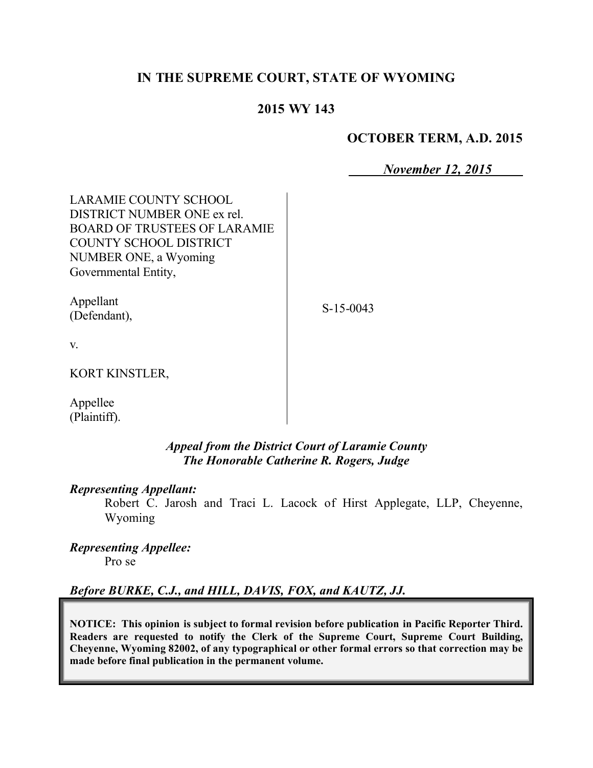**IN THE SUPREME COURT, STATE OF WYOMING**

**2015 WY 143**

**OCTOBER TERM, A.D. 2015**

*November 12, 2015*

LARAMIE COUNTY SCHOOL DISTRICT NUMBER ONE ex rel. BOARD OF TRUSTEES OF LARAMIE COUNTY SCHOOL DISTRICT NUMBER ONE, a Wyoming Governmental Entity,

Appellant (Defendant),

v.

KORT KINSTLER,

Appellee (Plaintiff).

S-15-0043

***Appeal from the District Court of Laramie County***
***The Honorable Catherine R. Rogers, Judge***

***Representing Appellant:***

Robert C. Jarosh and Traci L. Lacock of Hirst Applegate, LLP, Cheyenne, Wyoming

***Representing Appellee:***

Pro se

***Before BURKE, C.J., and HILL, DAVIS, FOX, and KAUTZ, JJ.***

**NOTICE: This opinion is subject to formal revision before publication in Pacific Reporter Third. Readers are requested to notify the Clerk of the Supreme Court, Supreme Court Building, Cheyenne, Wyoming 82002, of any typographical or other formal errors so that correction may be made before final publication in the permanent volume.**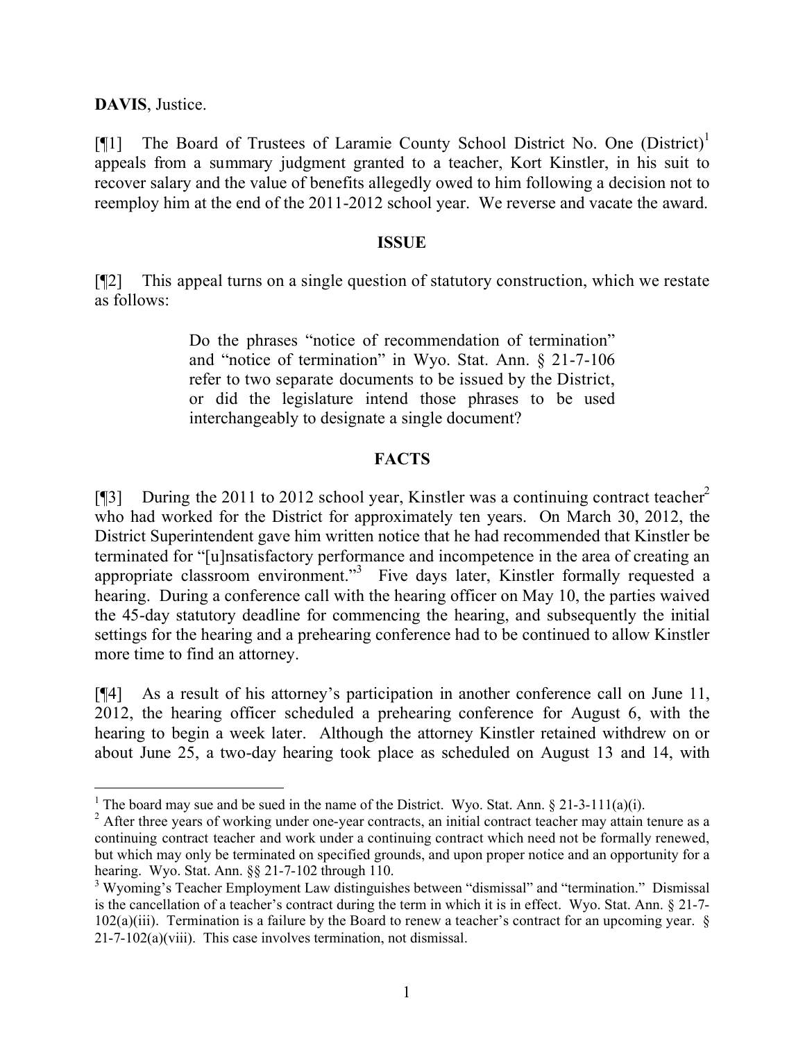**DAVIS**, Justice.

[¶1] The Board of Trustees of Laramie County School District No. One (District)[1] appeals from a summary judgment granted to a teacher, Kort Kinstler, in his suit to recover salary and the value of benefits allegedly owed to him following a decision not to reemploy him at the end of the 2011-2012 school year. We reverse and vacate the award.

## ISSUE

[¶2] This appeal turns on a single question of statutory construction, which we restate as follows:

> Do the phrases "notice of recommendation of termination" and "notice of termination" in Wyo. Stat. Ann. § 21-7-106 refer to two separate documents to be issued by the District, or did the legislature intend those phrases to be used interchangeably to designate a single document?

## FACTS

[¶3] During the 2011 to 2012 school year, Kinstler was a continuing contract teacher[2] who had worked for the District for approximately ten years. On March 30, 2012, the District Superintendent gave him written notice that he had recommended that Kinstler be terminated for "[u]nsatisfactory performance and incompetence in the area of creating an appropriate classroom environment."[3] Five days later, Kinstler formally requested a hearing. During a conference call with the hearing officer on May 10, the parties waived the 45-day statutory deadline for commencing the hearing, and subsequently the initial settings for the hearing and a prehearing conference had to be continued to allow Kinstler more time to find an attorney.

[¶4] As a result of his attorney's participation in another conference call on June 11, 2012, the hearing officer scheduled a prehearing conference for August 6, with the hearing to begin a week later. Although the attorney Kinstler retained withdrew on or about June 25, a two-day hearing took place as scheduled on August 13 and 14, with

---

[1] The board may sue and be sued in the name of the District. Wyo. Stat. Ann. § 21-3-111(a)(i).

[2] After three years of working under one-year contracts, an initial contract teacher may attain tenure as a continuing contract teacher and work under a continuing contract which need not be formally renewed, but which may only be terminated on specified grounds, and upon proper notice and an opportunity for a hearing. Wyo. Stat. Ann. §§ 21-7-102 through 110.

[3] Wyoming's Teacher Employment Law distinguishes between "dismissal" and "termination." Dismissal is the cancellation of a teacher's contract during the term in which it is in effect. Wyo. Stat. Ann. § 21-7-102(a)(iii). Termination is a failure by the Board to renew a teacher's contract for an upcoming year. § 21-7-102(a)(viii). This case involves termination, not dismissal.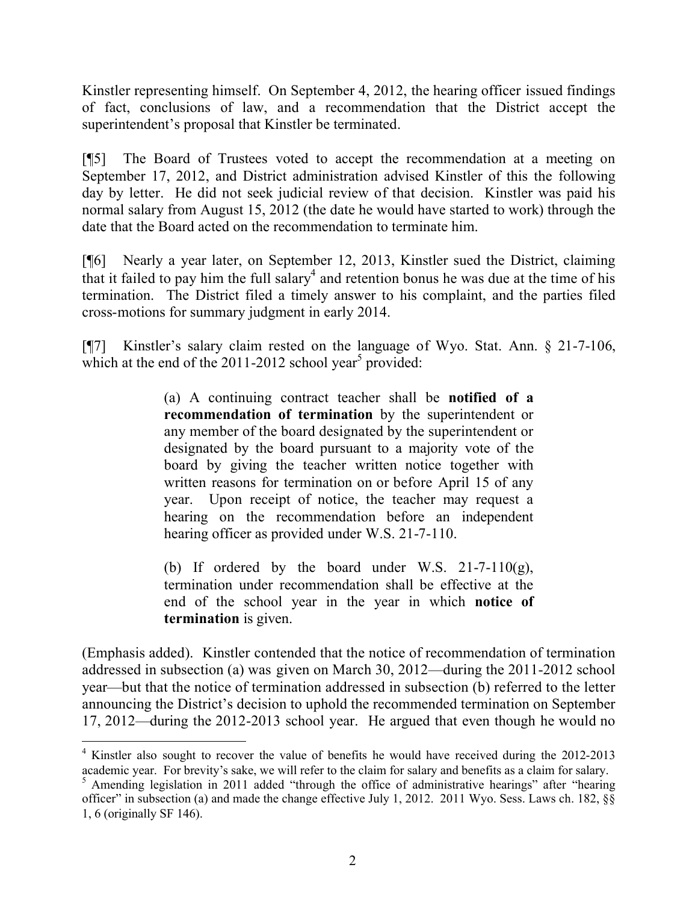Kinstler representing himself. On September 4, 2012, the hearing officer issued findings of fact, conclusions of law, and a recommendation that the District accept the superintendent's proposal that Kinstler be terminated.

[¶5] The Board of Trustees voted to accept the recommendation at a meeting on September 17, 2012, and District administration advised Kinstler of this the following day by letter. He did not seek judicial review of that decision. Kinstler was paid his normal salary from August 15, 2012 (the date he would have started to work) through the date that the Board acted on the recommendation to terminate him.

[¶6] Nearly a year later, on September 12, 2013, Kinstler sued the District, claiming that it failed to pay him the full salary[4] and retention bonus he was due at the time of his termination. The District filed a timely answer to his complaint, and the parties filed cross-motions for summary judgment in early 2014.

[¶7] Kinstler's salary claim rested on the language of Wyo. Stat. Ann. § 21-7-106, which at the end of the 2011-2012 school year[5] provided:

> (a) A continuing contract teacher shall be **notified of a recommendation of termination** by the superintendent or any member of the board designated by the superintendent or designated by the board pursuant to a majority vote of the board by giving the teacher written notice together with written reasons for termination on or before April 15 of any year. Upon receipt of notice, the teacher may request a hearing on the recommendation before an independent hearing officer as provided under W.S. 21-7-110.
>
> (b) If ordered by the board under W.S. 21-7-110(g), termination under recommendation shall be effective at the end of the school year in the year in which **notice of termination** is given.

(Emphasis added). Kinstler contended that the notice of recommendation of termination addressed in subsection (a) was given on March 30, 2012—during the 2011-2012 school year—but that the notice of termination addressed in subsection (b) referred to the letter announcing the District's decision to uphold the recommended termination on September 17, 2012—during the 2012-2013 school year. He argued that even though he would no

---

[4] Kinstler also sought to recover the value of benefits he would have received during the 2012-2013 academic year. For brevity's sake, we will refer to the claim for salary and benefits as a claim for salary.

[5] Amending legislation in 2011 added "through the office of administrative hearings" after "hearing officer" in subsection (a) and made the change effective July 1, 2012. 2011 Wyo. Sess. Laws ch. 182, §§ 1, 6 (originally SF 146).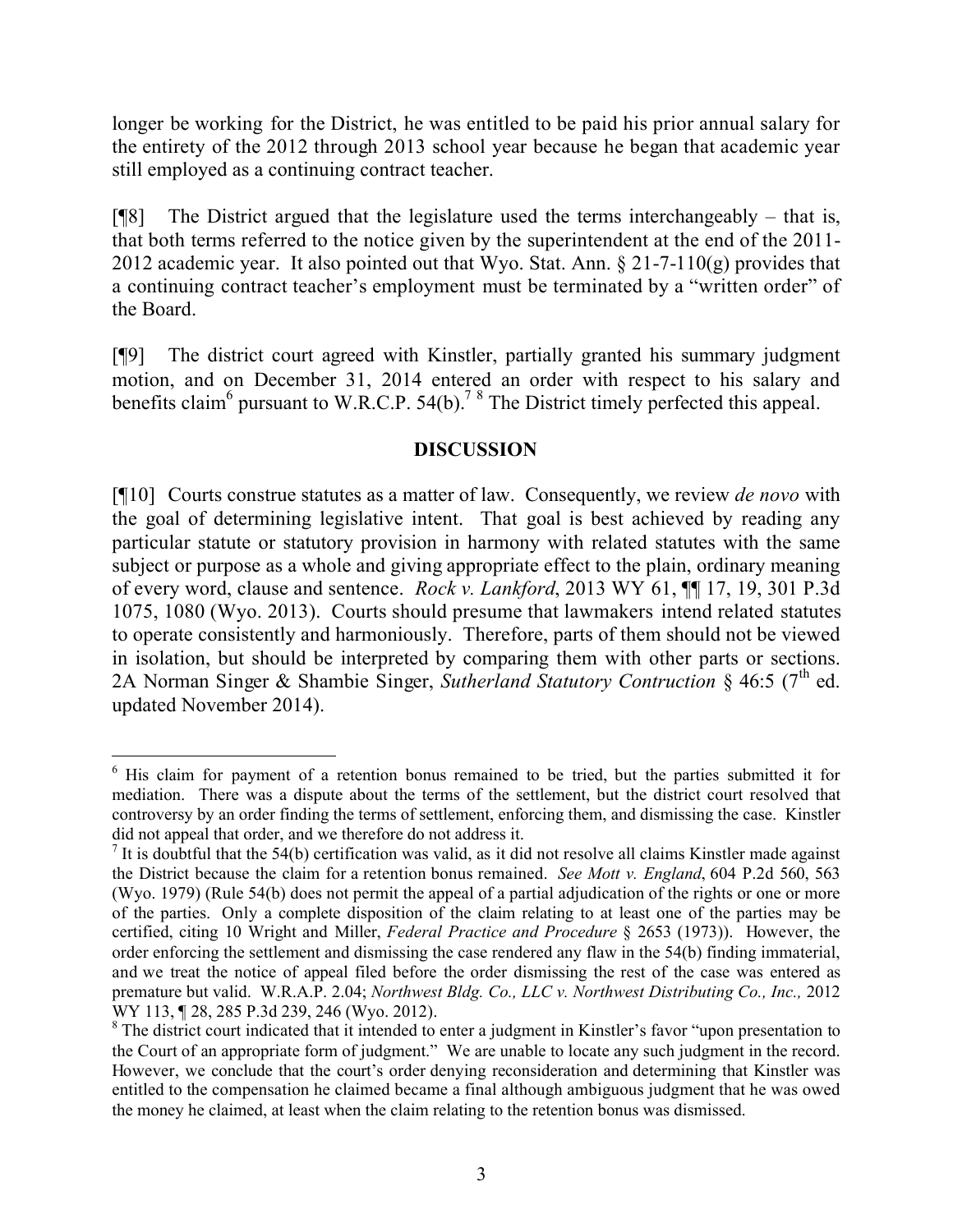longer be working for the District, he was entitled to be paid his prior annual salary for the entirety of the 2012 through 2013 school year because he began that academic year still employed as a continuing contract teacher.

[¶8] The District argued that the legislature used the terms interchangeably – that is, that both terms referred to the notice given by the superintendent at the end of the 2011-2012 academic year. It also pointed out that Wyo. Stat. Ann. § 21-7-110(g) provides that a continuing contract teacher's employment must be terminated by a "written order" of the Board.

[¶9] The district court agreed with Kinstler, partially granted his summary judgment motion, and on December 31, 2014 entered an order with respect to his salary and benefits claim[6] pursuant to W.R.C.P. 54(b).[7] [8] The District timely perfected this appeal.

## DISCUSSION

[¶10] Courts construe statutes as a matter of law. Consequently, we review *de novo* with the goal of determining legislative intent. That goal is best achieved by reading any particular statute or statutory provision in harmony with related statutes with the same subject or purpose as a whole and giving appropriate effect to the plain, ordinary meaning of every word, clause and sentence. *Rock v. Lankford*, 2013 WY 61, ¶¶ 17, 19, 301 P.3d 1075, 1080 (Wyo. 2013). Courts should presume that lawmakers intend related statutes to operate consistently and harmoniously. Therefore, parts of them should not be viewed in isolation, but should be interpreted by comparing them with other parts or sections. 2A Norman Singer & Shambie Singer, *Sutherland Statutory Contruction* § 46:5 (7th ed. updated November 2014).

---

[6] His claim for payment of a retention bonus remained to be tried, but the parties submitted it for mediation. There was a dispute about the terms of the settlement, but the district court resolved that controversy by an order finding the terms of settlement, enforcing them, and dismissing the case. Kinstler did not appeal that order, and we therefore do not address it.

[7] It is doubtful that the 54(b) certification was valid, as it did not resolve all claims Kinstler made against the District because the claim for a retention bonus remained. *See Mott v. England*, 604 P.2d 560, 563 (Wyo. 1979) (Rule 54(b) does not permit the appeal of a partial adjudication of the rights or one or more of the parties. Only a complete disposition of the claim relating to at least one of the parties may be certified, citing 10 Wright and Miller, *Federal Practice and Procedure* § 2653 (1973)). However, the order enforcing the settlement and dismissing the case rendered any flaw in the 54(b) finding immaterial, and we treat the notice of appeal filed before the order dismissing the rest of the case was entered as premature but valid. W.R.A.P. 2.04; *Northwest Bldg. Co., LLC v. Northwest Distributing Co., Inc.,* 2012 WY 113, ¶ 28, 285 P.3d 239, 246 (Wyo. 2012).

[8] The district court indicated that it intended to enter a judgment in Kinstler's favor "upon presentation to the Court of an appropriate form of judgment." We are unable to locate any such judgment in the record. However, we conclude that the court's order denying reconsideration and determining that Kinstler was entitled to the compensation he claimed became a final although ambiguous judgment that he was owed the money he claimed, at least when the claim relating to the retention bonus was dismissed.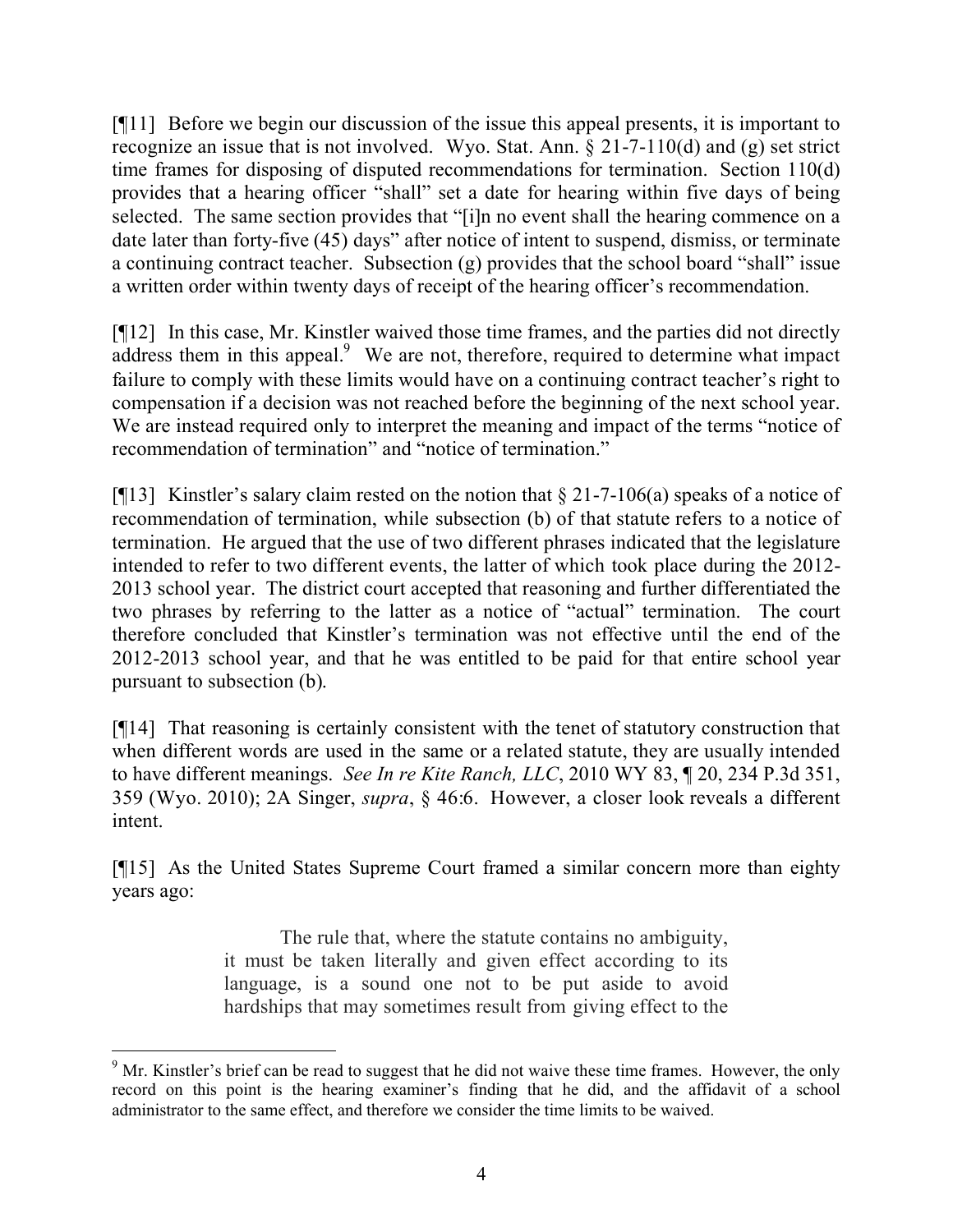[¶11] Before we begin our discussion of the issue this appeal presents, it is important to recognize an issue that is not involved. Wyo. Stat. Ann. § 21-7-110(d) and (g) set strict time frames for disposing of disputed recommendations for termination. Section 110(d) provides that a hearing officer "shall" set a date for hearing within five days of being selected. The same section provides that "[i]n no event shall the hearing commence on a date later than forty-five (45) days" after notice of intent to suspend, dismiss, or terminate a continuing contract teacher. Subsection (g) provides that the school board "shall" issue a written order within twenty days of receipt of the hearing officer's recommendation.

[¶12] In this case, Mr. Kinstler waived those time frames, and the parties did not directly address them in this appeal.[9] We are not, therefore, required to determine what impact failure to comply with these limits would have on a continuing contract teacher's right to compensation if a decision was not reached before the beginning of the next school year. We are instead required only to interpret the meaning and impact of the terms "notice of recommendation of termination" and "notice of termination."

[¶13] Kinstler's salary claim rested on the notion that § 21-7-106(a) speaks of a notice of recommendation of termination, while subsection (b) of that statute refers to a notice of termination. He argued that the use of two different phrases indicated that the legislature intended to refer to two different events, the latter of which took place during the 2012-2013 school year. The district court accepted that reasoning and further differentiated the two phrases by referring to the latter as a notice of "actual" termination. The court therefore concluded that Kinstler's termination was not effective until the end of the 2012-2013 school year, and that he was entitled to be paid for that entire school year pursuant to subsection (b).

[¶14] That reasoning is certainly consistent with the tenet of statutory construction that when different words are used in the same or a related statute, they are usually intended to have different meanings. *See In re Kite Ranch, LLC*, 2010 WY 83, ¶ 20, 234 P.3d 351, 359 (Wyo. 2010); 2A Singer, *supra*, § 46:6. However, a closer look reveals a different intent.

[¶15] As the United States Supreme Court framed a similar concern more than eighty years ago:

> The rule that, where the statute contains no ambiguity, it must be taken literally and given effect according to its language, is a sound one not to be put aside to avoid hardships that may sometimes result from giving effect to the

[9] Mr. Kinstler's brief can be read to suggest that he did not waive these time frames. However, the only record on this point is the hearing examiner's finding that he did, and the affidavit of a school administrator to the same effect, and therefore we consider the time limits to be waived.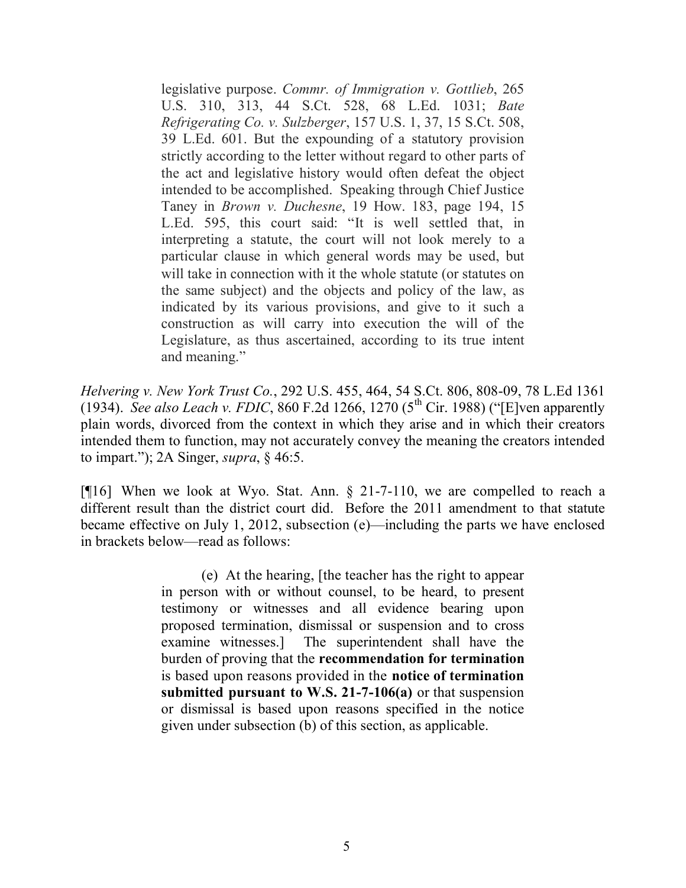> legislative purpose. *Commr. of Immigration v. Gottlieb*, 265 U.S. 310, 313, 44 S.Ct. 528, 68 L.Ed. 1031; *Bate Refrigerating Co. v. Sulzberger*, 157 U.S. 1, 37, 15 S.Ct. 508, 39 L.Ed. 601. But the expounding of a statutory provision strictly according to the letter without regard to other parts of the act and legislative history would often defeat the object intended to be accomplished. Speaking through Chief Justice Taney in *Brown v. Duchesne*, 19 How. 183, page 194, 15 L.Ed. 595, this court said: "It is well settled that, in interpreting a statute, the court will not look merely to a particular clause in which general words may be used, but will take in connection with it the whole statute (or statutes on the same subject) and the objects and policy of the law, as indicated by its various provisions, and give to it such a construction as will carry into execution the will of the Legislature, as thus ascertained, according to its true intent and meaning."

*Helvering v. New York Trust Co.*, 292 U.S. 455, 464, 54 S.Ct. 806, 808-09, 78 L.Ed 1361 (1934). *See also Leach v. FDIC*, 860 F.2d 1266, 1270 (5th Cir. 1988) ("[E]ven apparently plain words, divorced from the context in which they arise and in which their creators intended them to function, may not accurately convey the meaning the creators intended to impart."); 2A Singer, *supra*, § 46:5.

[¶16] When we look at Wyo. Stat. Ann. § 21-7-110, we are compelled to reach a different result than the district court did. Before the 2011 amendment to that statute became effective on July 1, 2012, subsection (e)—including the parts we have enclosed in brackets below—read as follows:

> (e) At the hearing, [the teacher has the right to appear in person with or without counsel, to be heard, to present testimony or witnesses and all evidence bearing upon proposed termination, dismissal or suspension and to cross examine witnesses.] The superintendent shall have the burden of proving that the **recommendation for termination** is based upon reasons provided in the **notice of termination submitted pursuant to W.S. 21-7-106(a)** or that suspension or dismissal is based upon reasons specified in the notice given under subsection (b) of this section, as applicable.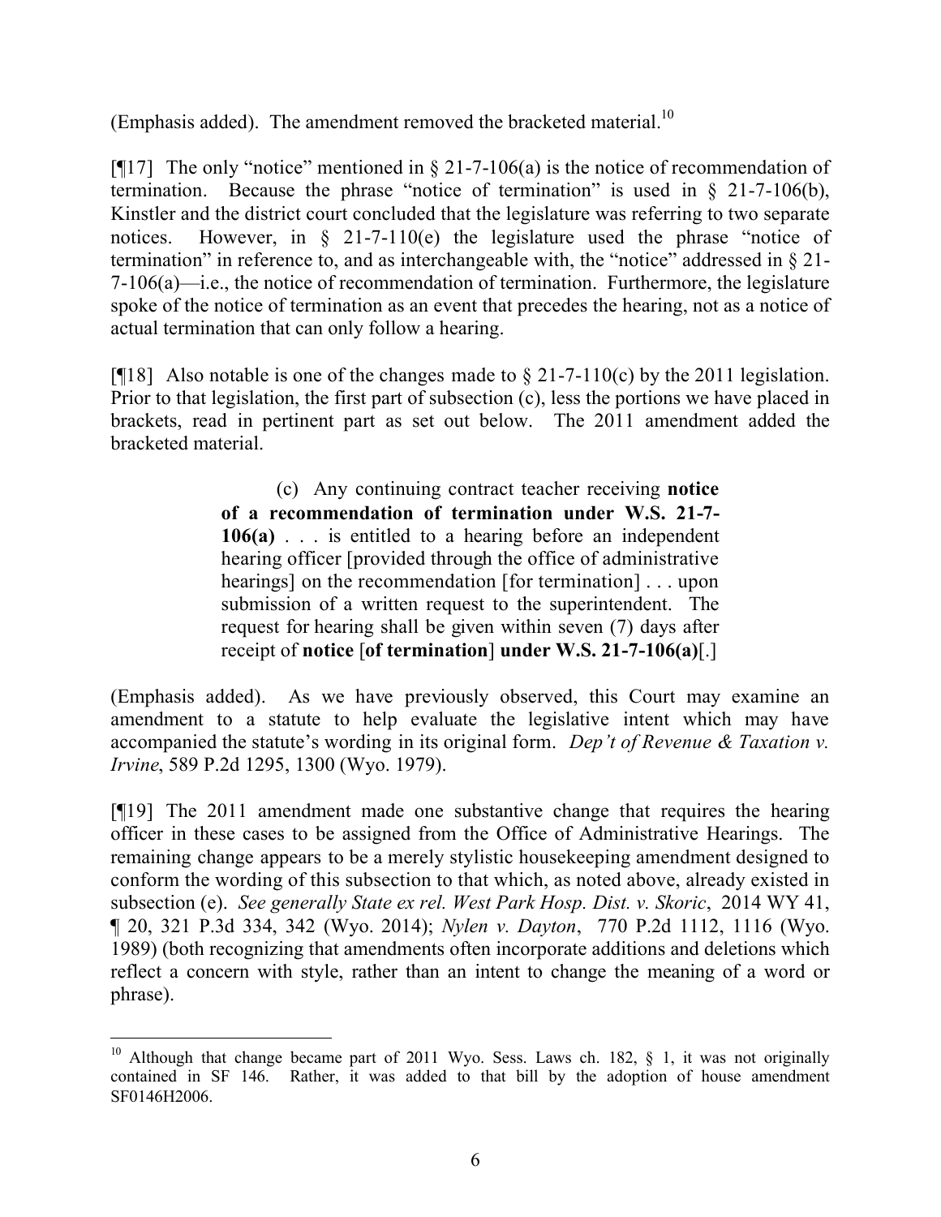(Emphasis added). The amendment removed the bracketed material.[10]

[¶17] The only "notice" mentioned in § 21-7-106(a) is the notice of recommendation of termination. Because the phrase "notice of termination" is used in § 21-7-106(b), Kinstler and the district court concluded that the legislature was referring to two separate notices. However, in § 21-7-110(e) the legislature used the phrase "notice of termination" in reference to, and as interchangeable with, the "notice" addressed in § 21-7-106(a)—i.e., the notice of recommendation of termination. Furthermore, the legislature spoke of the notice of termination as an event that precedes the hearing, not as a notice of actual termination that can only follow a hearing.

[¶18] Also notable is one of the changes made to § 21-7-110(c) by the 2011 legislation. Prior to that legislation, the first part of subsection (c), less the portions we have placed in brackets, read in pertinent part as set out below. The 2011 amendment added the bracketed material.

> (c) Any continuing contract teacher receiving **notice of a recommendation of termination under W.S. 21-7-106(a)** . . . is entitled to a hearing before an independent hearing officer [provided through the office of administrative hearings] on the recommendation [for termination] . . . upon submission of a written request to the superintendent. The request for hearing shall be given within seven (7) days after receipt of **notice** [**of termination**] **under W.S. 21-7-106(a)**[.]

(Emphasis added). As we have previously observed, this Court may examine an amendment to a statute to help evaluate the legislative intent which may have accompanied the statute's wording in its original form. *Dep't of Revenue & Taxation v. Irvine*, 589 P.2d 1295, 1300 (Wyo. 1979).

[¶19] The 2011 amendment made one substantive change that requires the hearing officer in these cases to be assigned from the Office of Administrative Hearings. The remaining change appears to be a merely stylistic housekeeping amendment designed to conform the wording of this subsection to that which, as noted above, already existed in subsection (e). *See generally State ex rel. West Park Hosp. Dist. v. Skoric*, 2014 WY 41, ¶ 20, 321 P.3d 334, 342 (Wyo. 2014); *Nylen v. Dayton*, 770 P.2d 1112, 1116 (Wyo. 1989) (both recognizing that amendments often incorporate additions and deletions which reflect a concern with style, rather than an intent to change the meaning of a word or phrase).

---

[10] Although that change became part of 2011 Wyo. Sess. Laws ch. 182, § 1, it was not originally contained in SF 146. Rather, it was added to that bill by the adoption of house amendment SF0146H2006.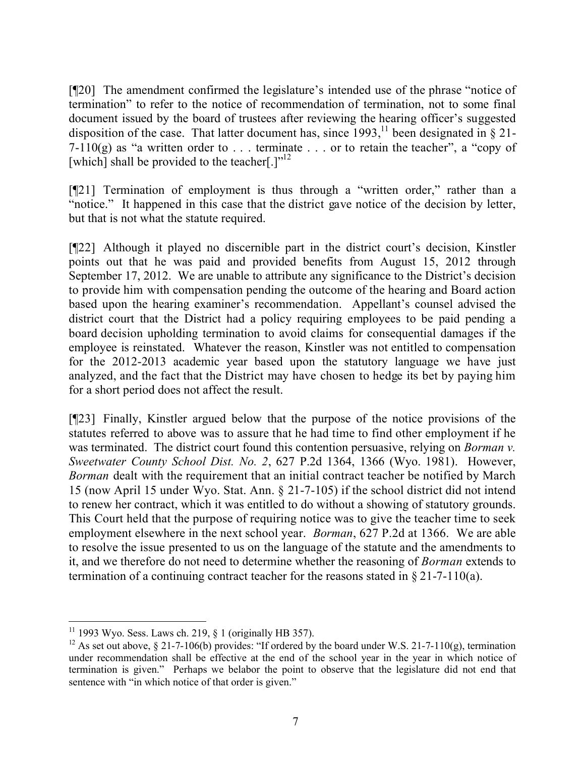[¶20] The amendment confirmed the legislature's intended use of the phrase "notice of termination" to refer to the notice of recommendation of termination, not to some final document issued by the board of trustees after reviewing the hearing officer's suggested disposition of the case. That latter document has, since 1993,[11] been designated in § 21-7-110(g) as "a written order to . . . terminate . . . or to retain the teacher", a "copy of [which] shall be provided to the teacher[.]"[12]

[¶21] Termination of employment is thus through a "written order," rather than a "notice." It happened in this case that the district gave notice of the decision by letter, but that is not what the statute required.

[¶22] Although it played no discernible part in the district court's decision, Kinstler points out that he was paid and provided benefits from August 15, 2012 through September 17, 2012. We are unable to attribute any significance to the District's decision to provide him with compensation pending the outcome of the hearing and Board action based upon the hearing examiner's recommendation. Appellant's counsel advised the district court that the District had a policy requiring employees to be paid pending a board decision upholding termination to avoid claims for consequential damages if the employee is reinstated. Whatever the reason, Kinstler was not entitled to compensation for the 2012-2013 academic year based upon the statutory language we have just analyzed, and the fact that the District may have chosen to hedge its bet by paying him for a short period does not affect the result.

[¶23] Finally, Kinstler argued below that the purpose of the notice provisions of the statutes referred to above was to assure that he had time to find other employment if he was terminated. The district court found this contention persuasive, relying on *Borman v. Sweetwater County School Dist. No. 2*, 627 P.2d 1364, 1366 (Wyo. 1981). However, *Borman* dealt with the requirement that an initial contract teacher be notified by March 15 (now April 15 under Wyo. Stat. Ann. § 21-7-105) if the school district did not intend to renew her contract, which it was entitled to do without a showing of statutory grounds. This Court held that the purpose of requiring notice was to give the teacher time to seek employment elsewhere in the next school year. *Borman*, 627 P.2d at 1366. We are able to resolve the issue presented to us on the language of the statute and the amendments to it, and we therefore do not need to determine whether the reasoning of *Borman* extends to termination of a continuing contract teacher for the reasons stated in § 21-7-110(a).

---

[11] 1993 Wyo. Sess. Laws ch. 219, § 1 (originally HB 357).

[12] As set out above, § 21-7-106(b) provides: "If ordered by the board under W.S. 21-7-110(g), termination under recommendation shall be effective at the end of the school year in the year in which notice of termination is given." Perhaps we belabor the point to observe that the legislature did not end that sentence with "in which notice of that order is given."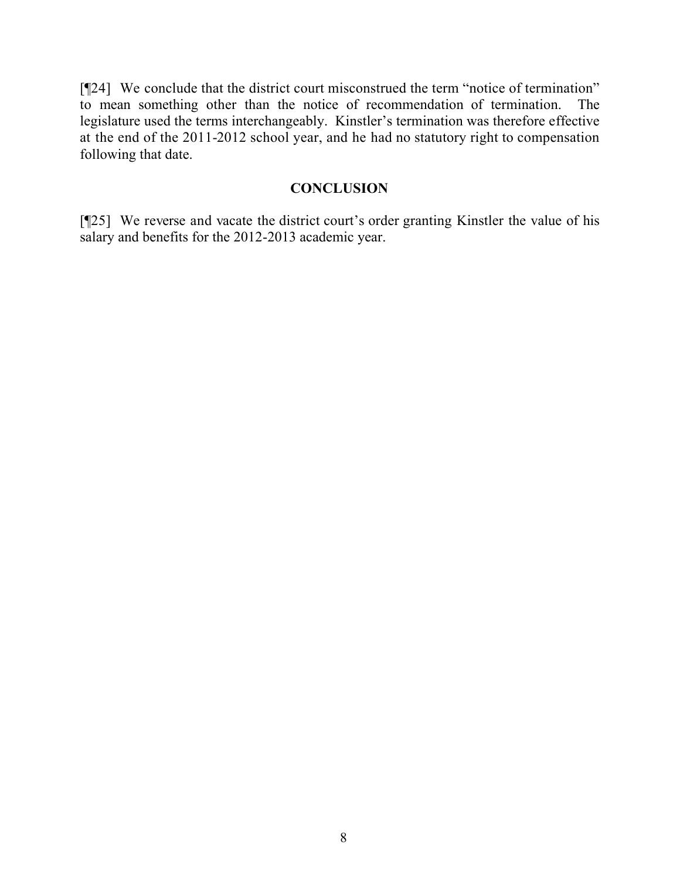[¶24] We conclude that the district court misconstrued the term "notice of termination" to mean something other than the notice of recommendation of termination. The legislature used the terms interchangeably. Kinstler's termination was therefore effective at the end of the 2011-2012 school year, and he had no statutory right to compensation following that date.

## CONCLUSION

[¶25] We reverse and vacate the district court's order granting Kinstler the value of his salary and benefits for the 2012-2013 academic year.